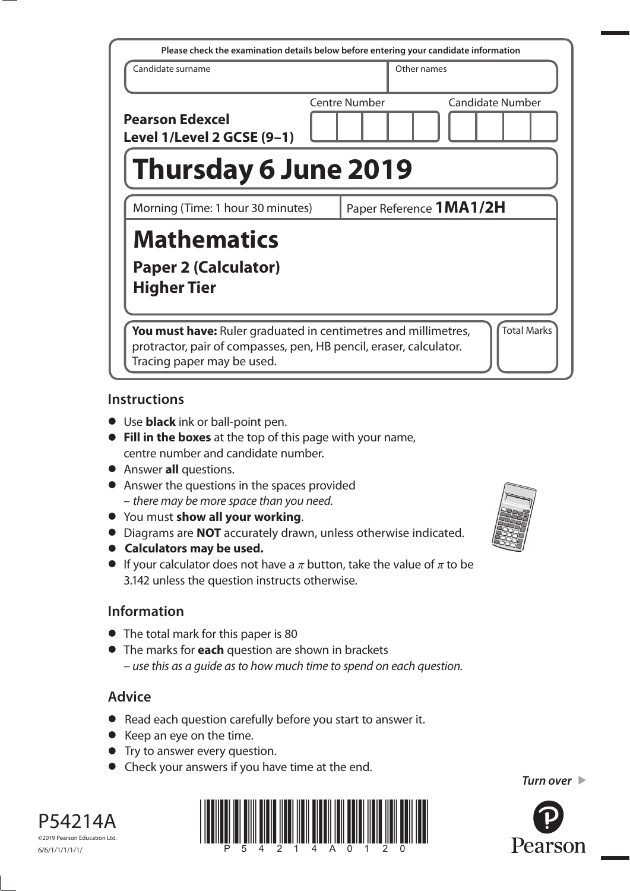Please check the examination details below before entering your candidate information

| Candidate surname | Other names |
| --- | --- |
| | |

**Pearson Edexcel Level 1/Level 2 GCSE (9–1)**

Centre Number | Candidate Number

# Thursday 6 June 2019

Morning (Time: 1 hour 30 minutes) | Paper Reference **1MA1/2H**

# Mathematics

## Paper 2 (Calculator)
## Higher Tier

**You must have:** Ruler graduated in centimetres and millimetres, protractor, pair of compasses, pen, HB pencil, eraser, calculator. Tracing paper may be used.

Total Marks

## Instructions

- Use **black** ink or ball-point pen.
- **Fill in the boxes** at the top of this page with your name, centre number and candidate number.
- Answer **all** questions.
- Answer the questions in the spaces provided
  – *there may be more space than you need.*
- You must **show all your working**.
- Diagrams are **NOT** accurately drawn, unless otherwise indicated.
- **Calculators may be used.**
- If your calculator does not have a $\pi$ button, take the value of $\pi$ to be 3.142 unless the question instructs otherwise.

## Information

- The total mark for this paper is 80
- The marks for **each** question are shown in brackets
  – *use this as a guide as to how much time to spend on each question.*

## Advice

- Read each question carefully before you start to answer it.
- Keep an eye on the time.
- Try to answer every question.
- Check your answers if you have time at the end.

***Turn over***

P54214A

©2019 Pearson Education Ltd.

6/6/1/1/1/1/1/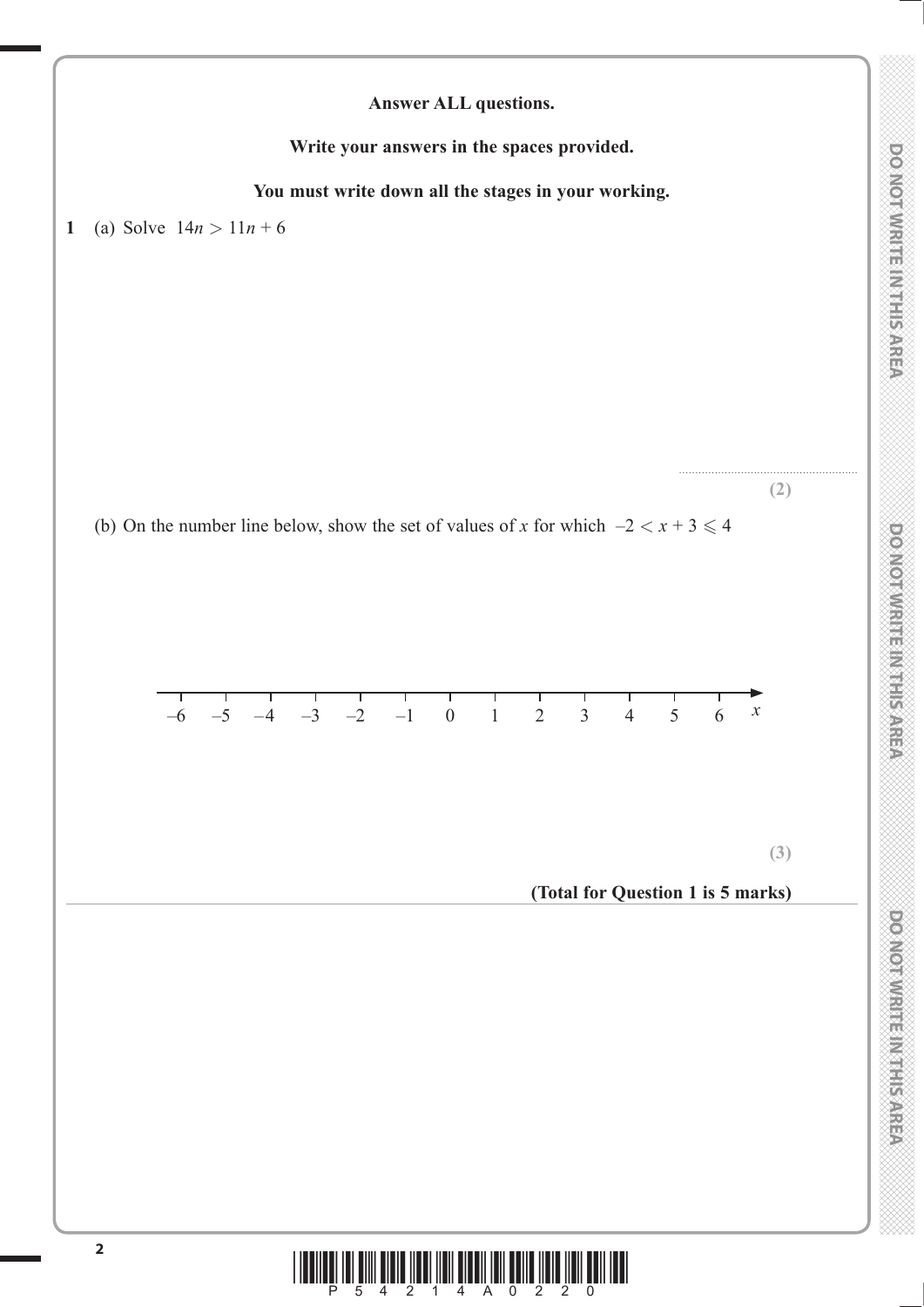**Answer ALL questions.**

**Write your answers in the spaces provided.**

**You must write down all the stages in your working.**

**1** (a) Solve $14n > 11n + 6$

..............................................

**(2)**

(b) On the number line below, show the set of values of $x$ for which $-2 < x + 3 \leqslant 4$

–6 –5 –4 –3 –2 –1 0 1 2 3 4 5 6 $x$

**(3)**

**(Total for Question 1 is 5 marks)**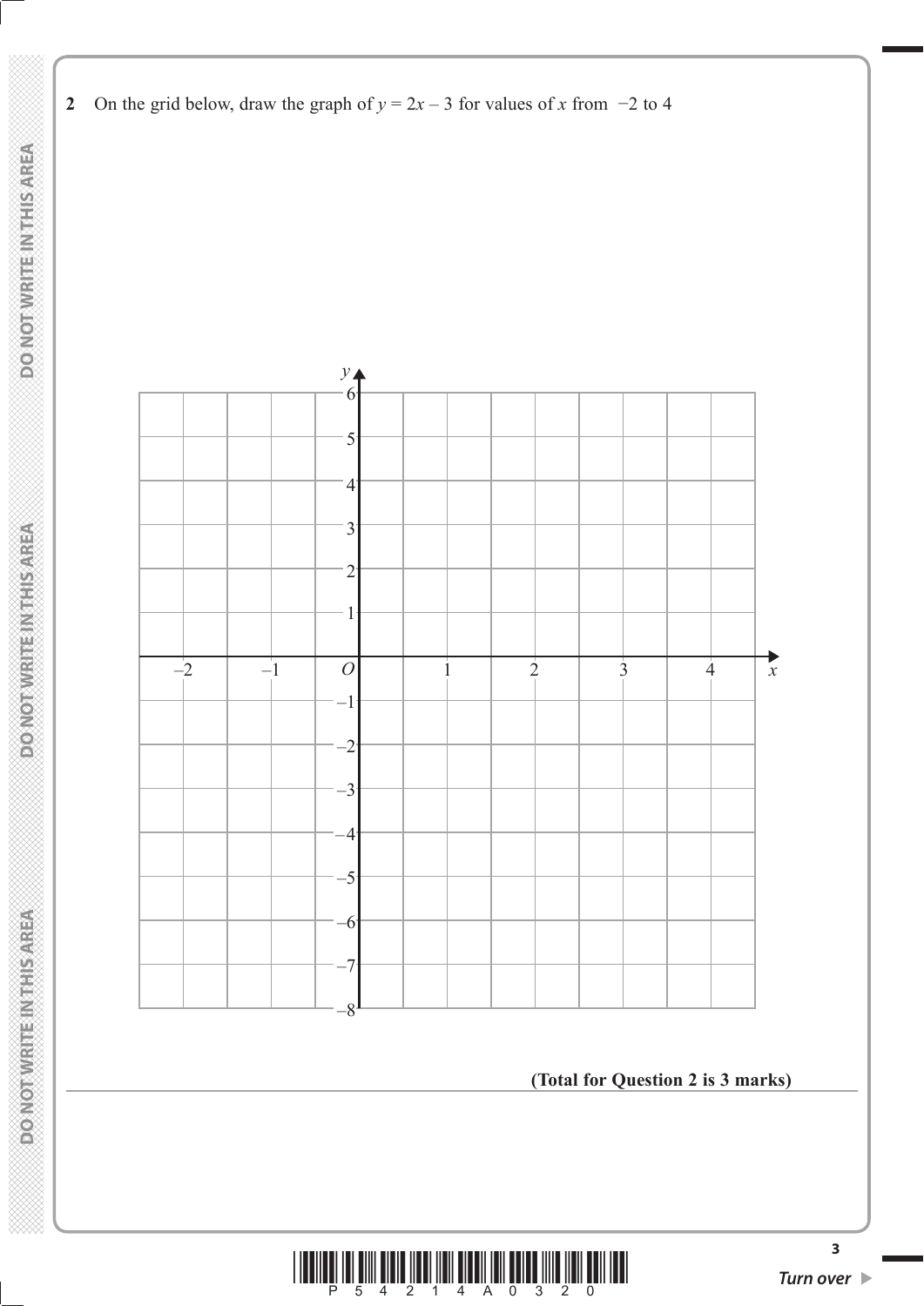**2** On the grid below, draw the graph of $y = 2x - 3$ for values of $x$ from $-2$ to $4$

**(Total for Question 2 is 3 marks)**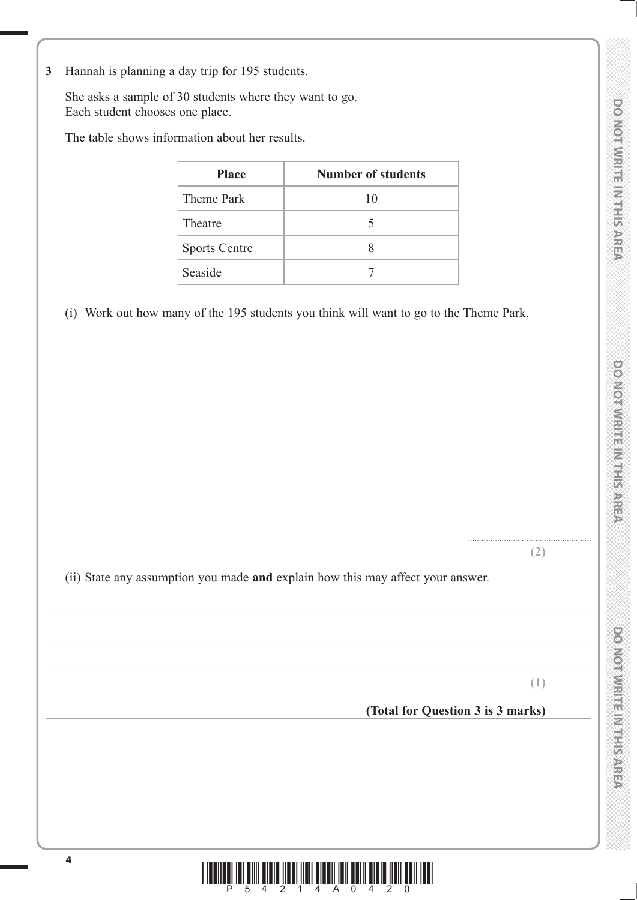**3** Hannah is planning a day trip for 195 students.

She asks a sample of 30 students where they want to go.
Each student chooses one place.

The table shows information about her results.

| Place | Number of students |
|---|---|
| Theme Park | 10 |
| Theatre | 5 |
| Sports Centre | 8 |
| Seaside | 7 |

(i) Work out how many of the 195 students you think will want to go to the Theme Park.

..........................................

**(2)**

(ii) State any assumption you made **and** explain how this may affect your answer.

..........................................................................................................................................................................

..........................................................................................................................................................................

..........................................................................................................................................................................

**(1)**

**(Total for Question 3 is 3 marks)**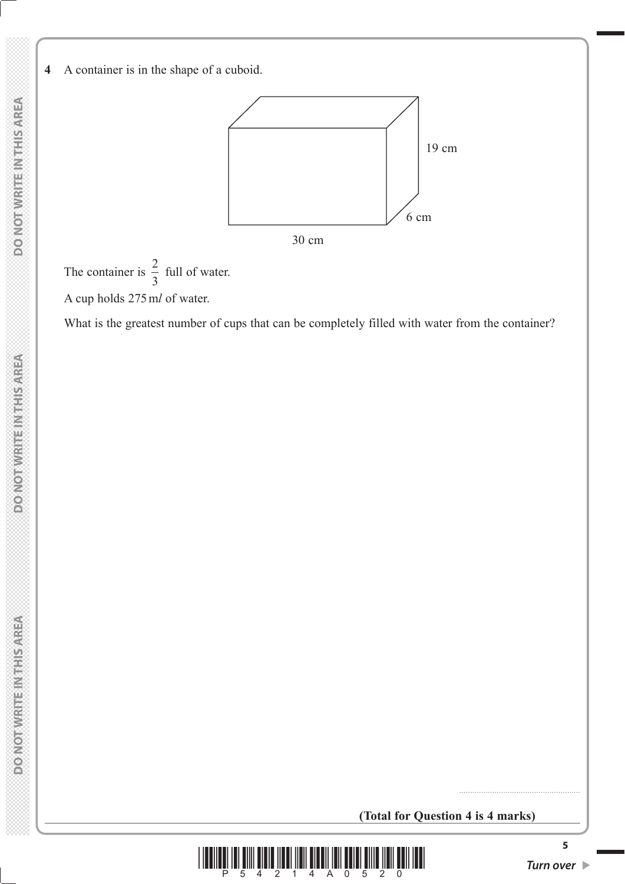**4** A container is in the shape of a cuboid.

19 cm

6 cm

30 cm

The container is $\frac{2}{3}$ full of water.

A cup holds 275 m*l* of water.

What is the greatest number of cups that can be completely filled with water from the container?

.......................................................

**(Total for Question 4 is 4 marks)**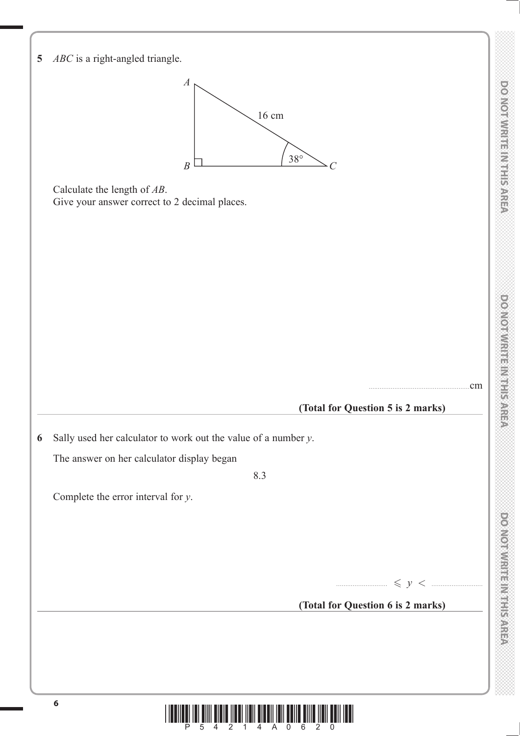**5** $ABC$ is a right-angled triangle.

Calculate the length of $AB$.
Give your answer correct to 2 decimal places.

..................................................... cm

**(Total for Question 5 is 2 marks)**

---

**6** Sally used her calculator to work out the value of a number $y$.

The answer on her calculator display began

8.3

Complete the error interval for $y$.

.......................... $\leqslant y <$ ..........................

**(Total for Question 6 is 2 marks)**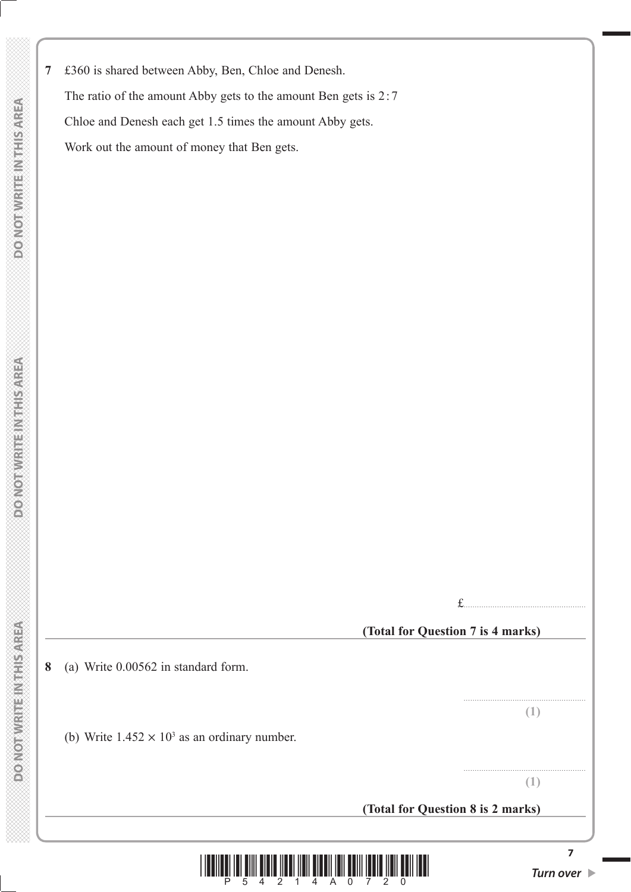**7** £360 is shared between Abby, Ben, Chloe and Denesh.

The ratio of the amount Abby gets to the amount Ben gets is $2:7$

Chloe and Denesh each get 1.5 times the amount Abby gets.

Work out the amount of money that Ben gets.

£.......................................................

**(Total for Question 7 is 4 marks)**

---

**8** (a) Write 0.00562 in standard form.

.......................................................

**(1)**

(b) Write $1.452 \times 10^3$ as an ordinary number.

.......................................................

**(1)**

**(Total for Question 8 is 2 marks)**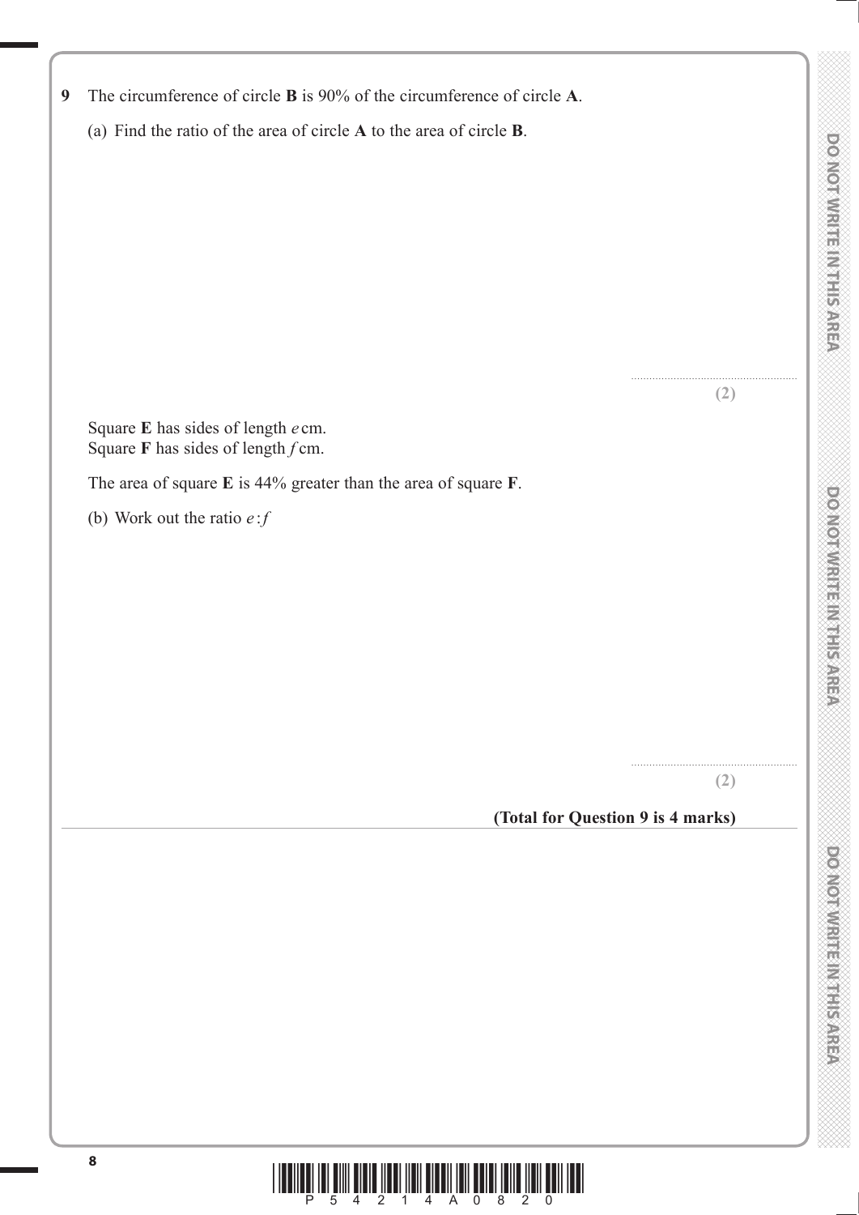**9** The circumference of circle **B** is 90% of the circumference of circle **A**.

(a) Find the ratio of the area of circle **A** to the area of circle **B**.

.......................................................

**(2)**

Square **E** has sides of length $e$ cm.
Square **F** has sides of length $f$ cm.

The area of square **E** is 44% greater than the area of square **F**.

(b) Work out the ratio $e : f$

.......................................................

**(2)**

**(Total for Question 9 is 4 marks)**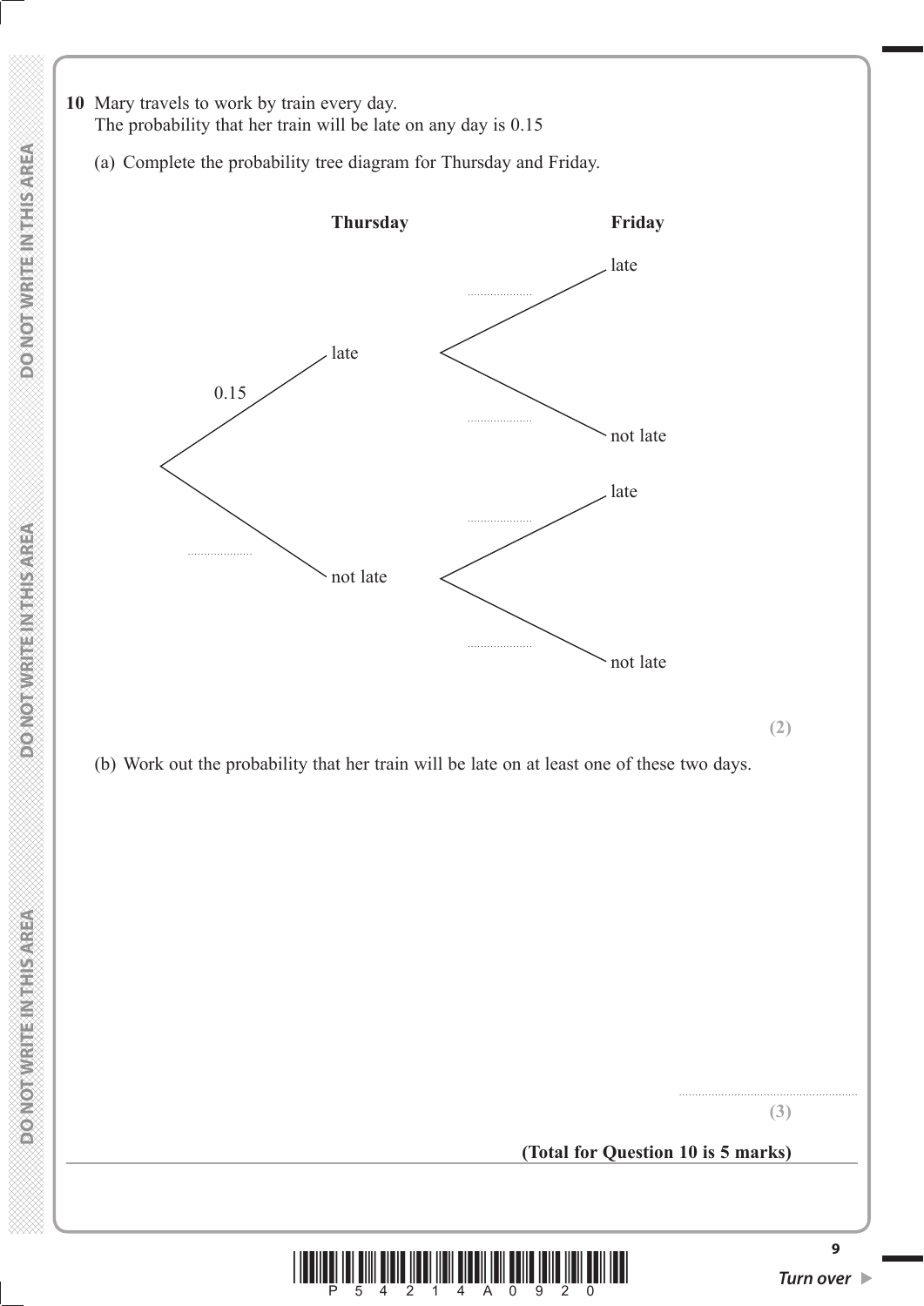**10** Mary travels to work by train every day.
The probability that her train will be late on any day is 0.15

(a) Complete the probability tree diagram for Thursday and Friday.

**Thursday** &nbsp;&nbsp;&nbsp;&nbsp;&nbsp;&nbsp;&nbsp;&nbsp;&nbsp;&nbsp;&nbsp;&nbsp; **Friday**

- 0.15 → late
  - .................... → late
  - .................... → not late
- .................... → not late
  - .................... → late
  - .................... → not late

**(2)**

(b) Work out the probability that her train will be late on at least one of these two days.

.......................................................

**(3)**

**(Total for Question 10 is 5 marks)**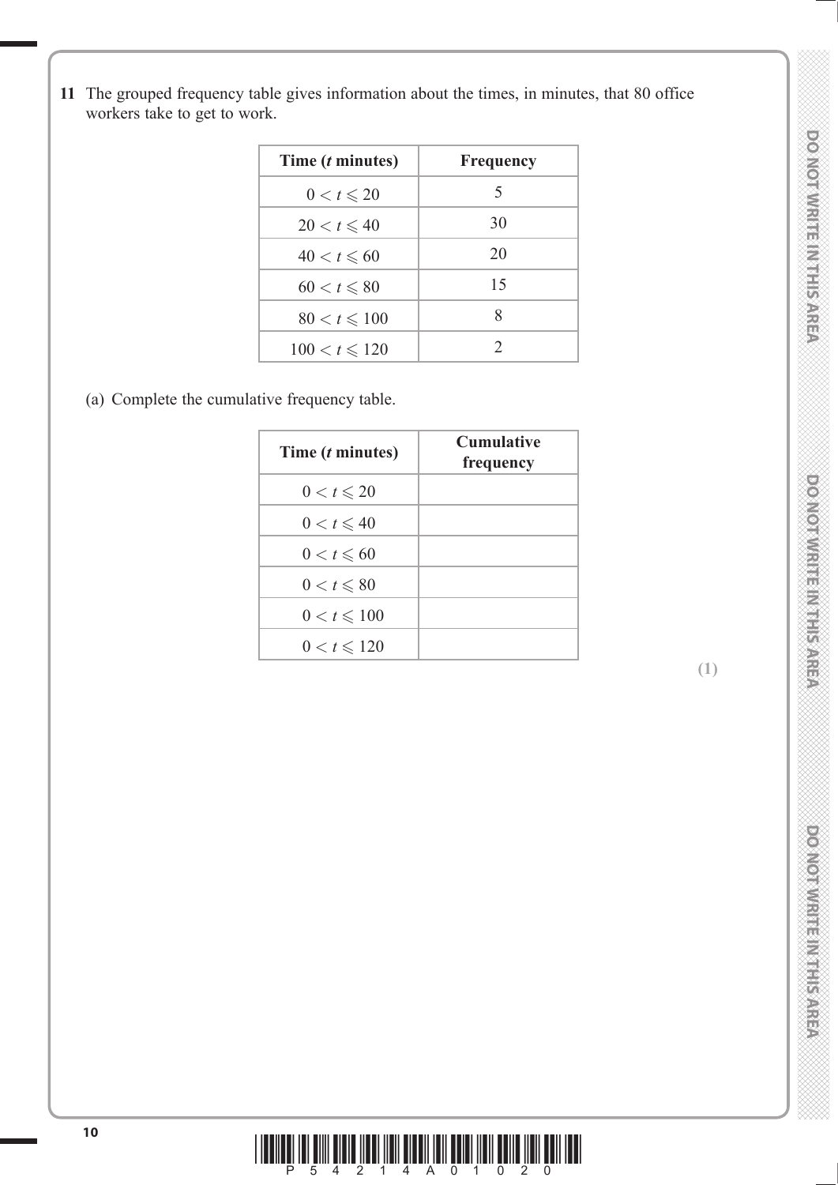**11** The grouped frequency table gives information about the times, in minutes, that 80 office workers take to get to work.

| Time ($t$ minutes) | Frequency |
|---|---|
| $0 < t \leqslant 20$ | 5 |
| $20 < t \leqslant 40$ | 30 |
| $40 < t \leqslant 60$ | 20 |
| $60 < t \leqslant 80$ | 15 |
| $80 < t \leqslant 100$ | 8 |
| $100 < t \leqslant 120$ | 2 |

(a) Complete the cumulative frequency table.

| Time ($t$ minutes) | Cumulative frequency |
|---|---|
| $0 < t \leqslant 20$ | |
| $0 < t \leqslant 40$ | |
| $0 < t \leqslant 60$ | |
| $0 < t \leqslant 80$ | |
| $0 < t \leqslant 100$ | |
| $0 < t \leqslant 120$ | |

**(1)**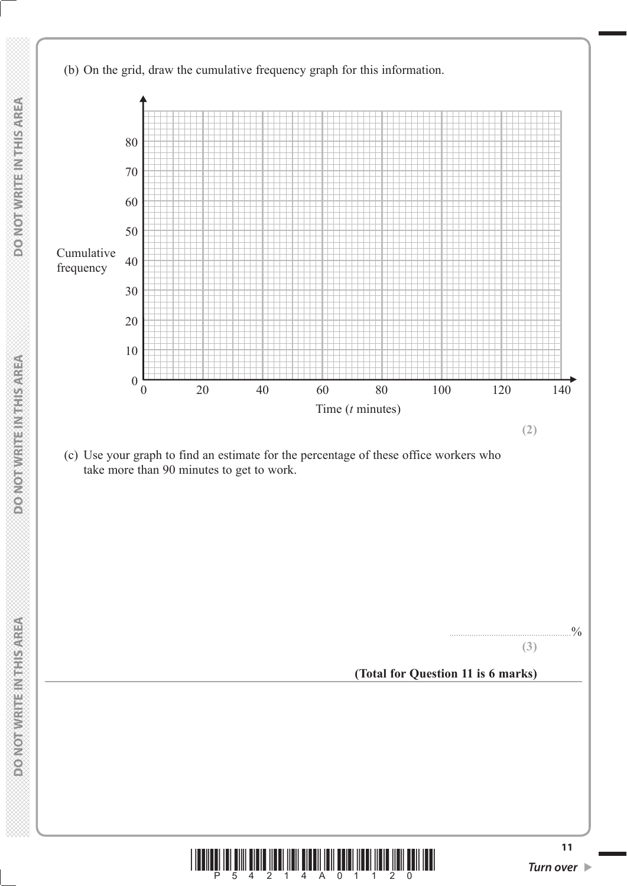(b) On the grid, draw the cumulative frequency graph for this information.

Cumulative frequency (0 to 80) against Time ($t$ minutes) (0 to 140)

**(2)**

(c) Use your graph to find an estimate for the percentage of these office workers who take more than 90 minutes to get to work.

..........................................................%

**(3)**

**(Total for Question 11 is 6 marks)**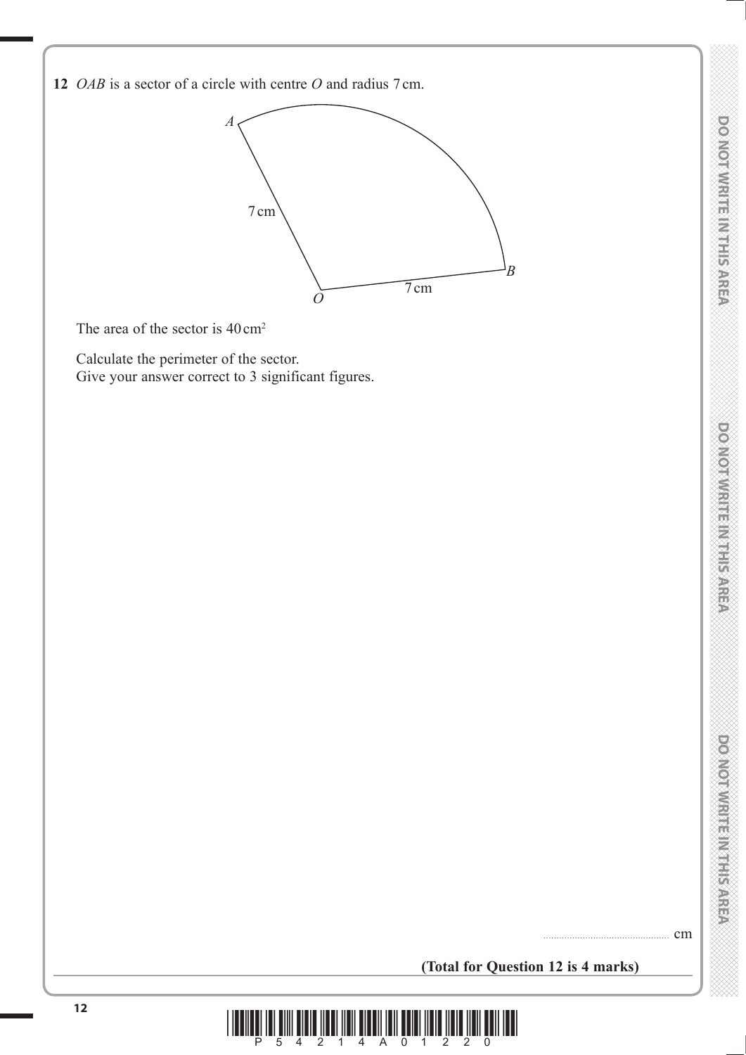**12** $OAB$ is a sector of a circle with centre $O$ and radius 7 cm.

$A$

7 cm

$B$

$O$ 7 cm

The area of the sector is 40 cm²

Calculate the perimeter of the sector.
Give your answer correct to 3 significant figures.

.............................................. cm

**(Total for Question 12 is 4 marks)**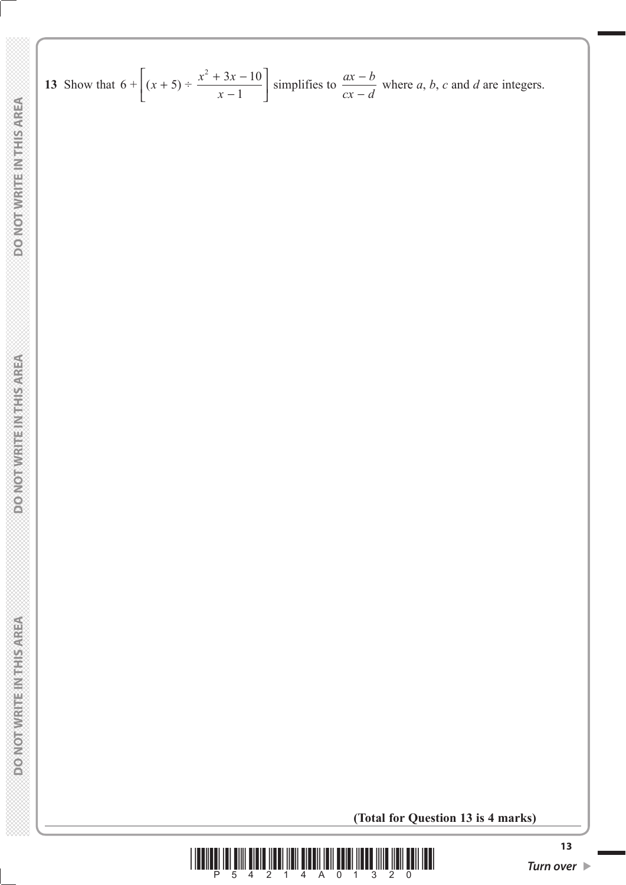**13** Show that $6 + \left[ (x + 5) \div \dfrac{x^2 + 3x - 10}{x - 1} \right]$ simplifies to $\dfrac{ax - b}{cx - d}$ where $a$, $b$, $c$ and $d$ are integers.

**(Total for Question 13 is 4 marks)**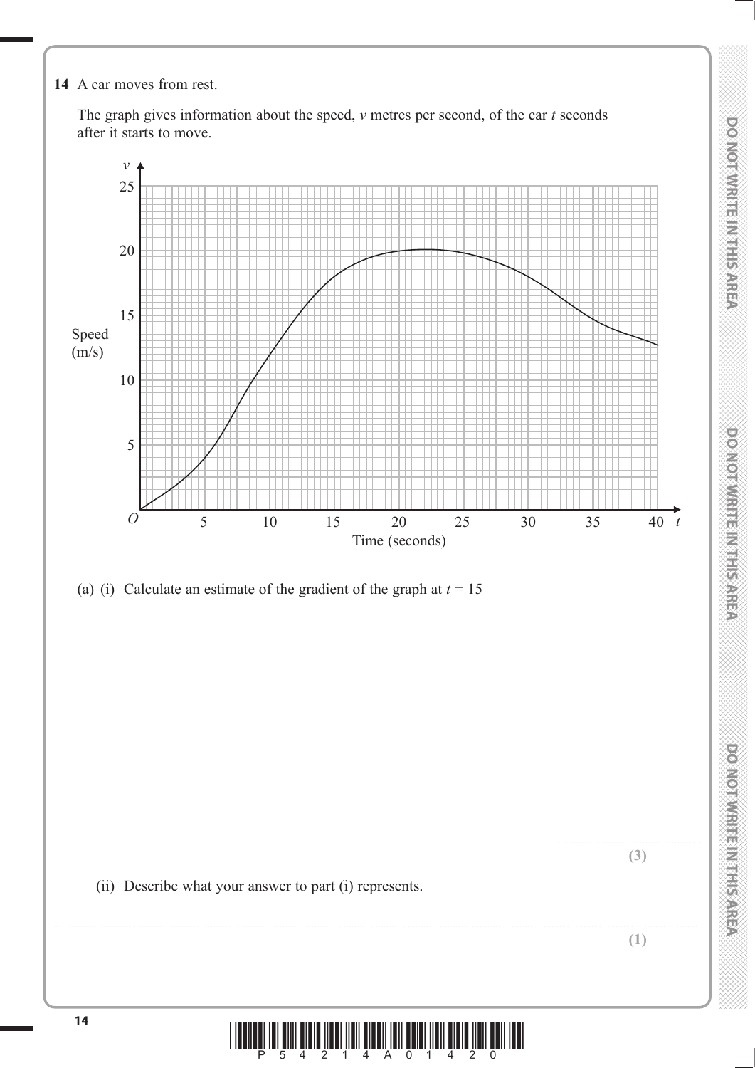**14** A car moves from rest.

The graph gives information about the speed, $v$ metres per second, of the car $t$ seconds after it starts to move.

(a) (i) Calculate an estimate of the gradient of the graph at $t = 15$

..........................................

**(3)**

(ii) Describe what your answer to part (i) represents.

..........................................................................................................................................................

**(1)**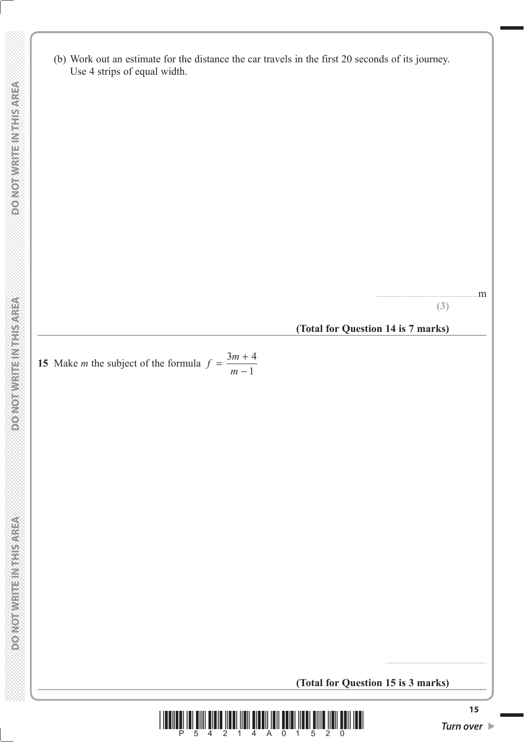(b) Work out an estimate for the distance the car travels in the first 20 seconds of its journey.
Use 4 strips of equal width.

......................................................m

**(3)**

**(Total for Question 14 is 7 marks)**

---

**15** Make $m$ the subject of the formula $f = \dfrac{3m + 4}{m - 1}$

......................................................

**(Total for Question 15 is 3 marks)**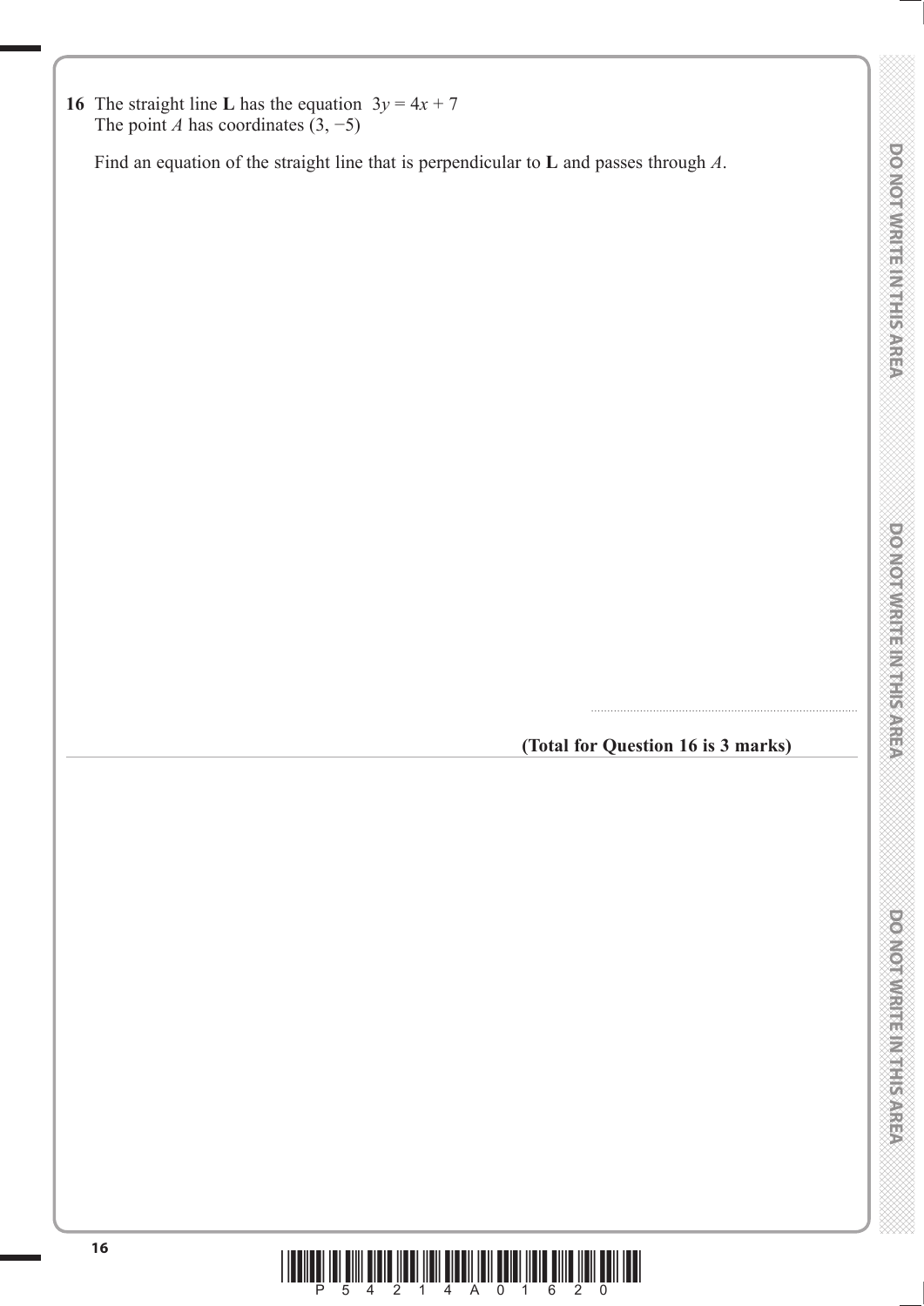**16** The straight line **L** has the equation $3y = 4x + 7$
The point $A$ has coordinates $(3, -5)$

Find an equation of the straight line that is perpendicular to **L** and passes through $A$.

..............................................................................

**(Total for Question 16 is 3 marks)**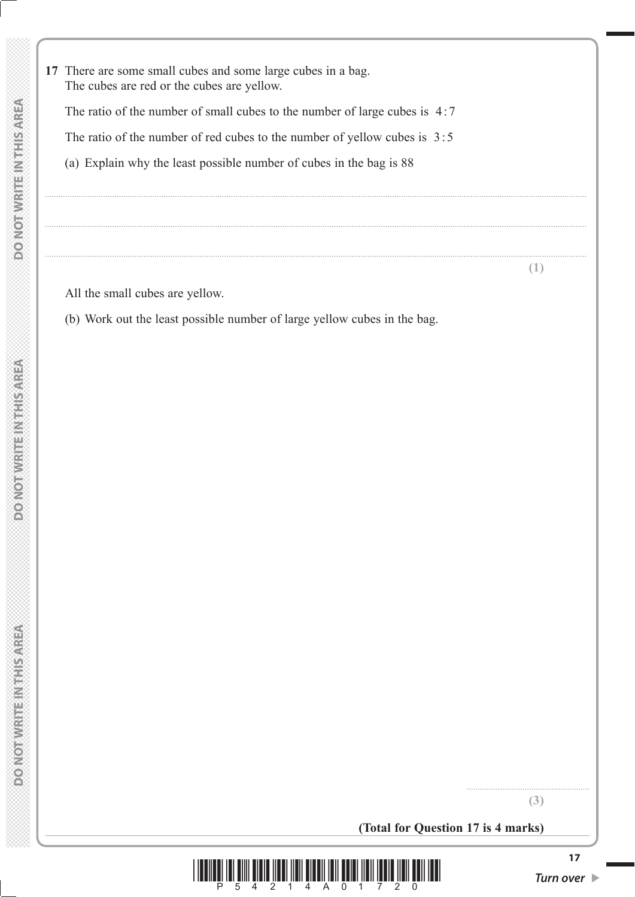**17** There are some small cubes and some large cubes in a bag.
The cubes are red or the cubes are yellow.

The ratio of the number of small cubes to the number of large cubes is $4:7$

The ratio of the number of red cubes to the number of yellow cubes is $3:5$

(a) Explain why the least possible number of cubes in the bag is 88

.......................................................................................................................................................................................................

.......................................................................................................................................................................................................

.......................................................................................................................................................................................................

**(1)**

All the small cubes are yellow.

(b) Work out the least possible number of large yellow cubes in the bag.

.......................................................

**(3)**

**(Total for Question 17 is 4 marks)**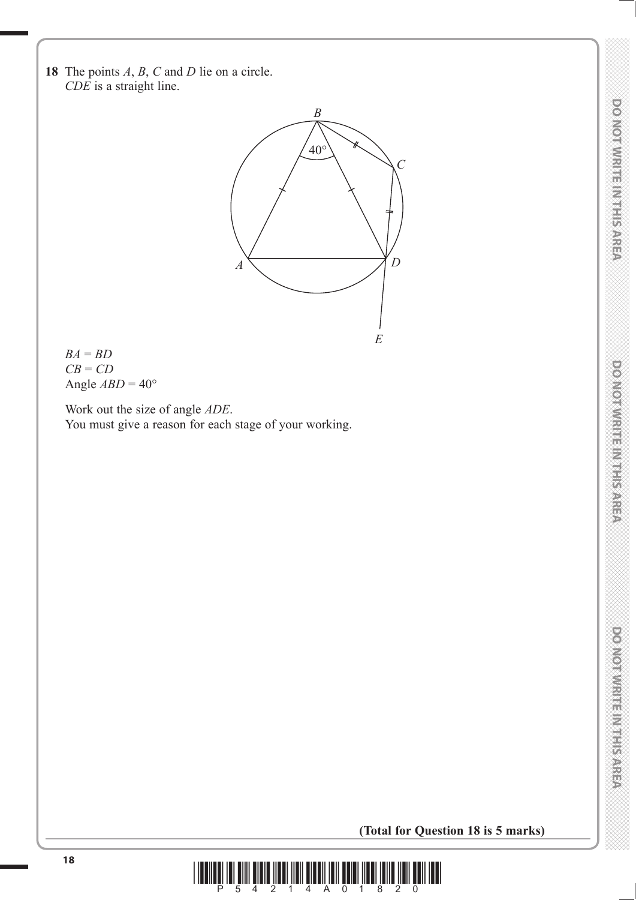**18** The points *A*, *B*, *C* and *D* lie on a circle.
*CDE* is a straight line.

$BA = BD$
$CB = CD$
Angle $ABD = 40°$

Work out the size of angle *ADE*.
You must give a reason for each stage of your working.

**(Total for Question 18 is 5 marks)**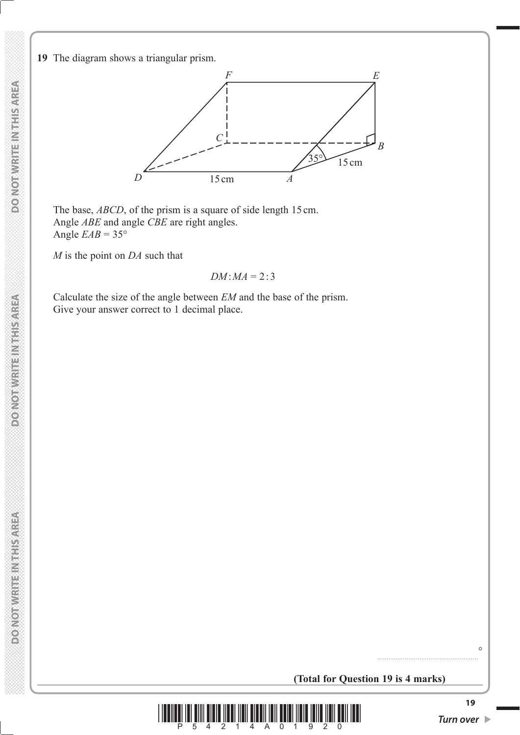**19** The diagram shows a triangular prism.

The base, $ABCD$, of the prism is a square of side length 15 cm.
Angle $ABE$ and angle $CBE$ are right angles.
Angle $EAB = 35°$

$M$ is the point on $DA$ such that

$$DM : MA = 2 : 3$$

Calculate the size of the angle between $EM$ and the base of the prism.
Give your answer correct to 1 decimal place.

.......................................................°

**(Total for Question 19 is 4 marks)**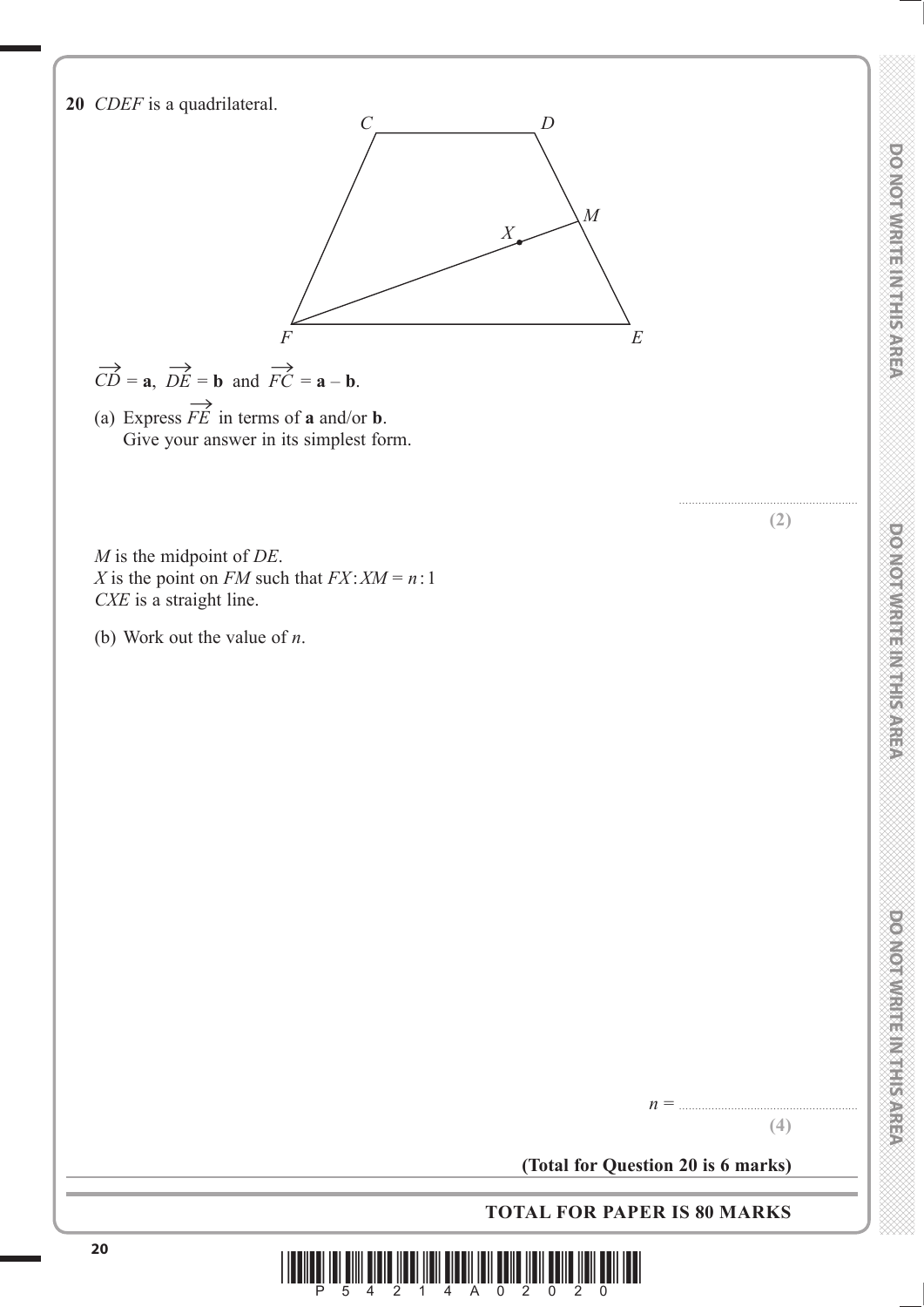**20** *CDEF* is a quadrilateral.

C D
M
X
F E

$\overrightarrow{CD} = \mathbf{a}$, $\overrightarrow{DE} = \mathbf{b}$ and $\overrightarrow{FC} = \mathbf{a} - \mathbf{b}$.

(a) Express $\overrightarrow{FE}$ in terms of **a** and/or **b**.
Give your answer in its simplest form.

..........................................................
**(2)**

*M* is the midpoint of *DE*.
*X* is the point on *FM* such that $FX : XM = n : 1$
*CXE* is a straight line.

(b) Work out the value of *n*.

$n =$ ..........................................................
**(4)**

**(Total for Question 20 is 6 marks)**

**TOTAL FOR PAPER IS 80 MARKS**